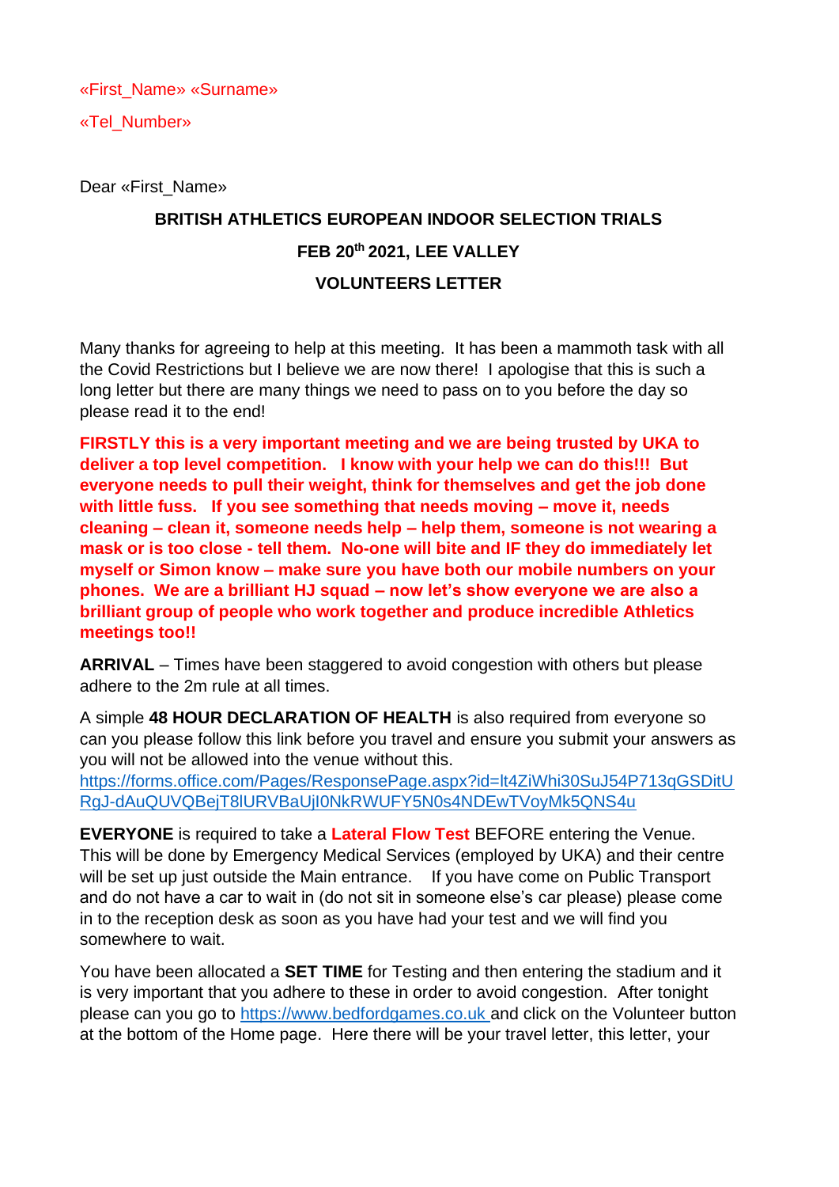«First_Name» «Surname»

«Tel_Number»

Dear «First_Name»

**BRITISH ATHLETICS EUROPEAN INDOOR SELECTION TRIALS**

**FEB 20th 2021, LEE VALLEY**

**VOLUNTEERS LETTER**

Many thanks for agreeing to help at this meeting. It has been a mammoth task with all the Covid Restrictions but I believe we are now there! I apologise that this is such a long letter but there are many things we need to pass on to you before the day so please read it to the end!

**FIRSTLY this is a very important meeting and we are being trusted by UKA to deliver a top level competition. I know with your help we can do this!!! But everyone needs to pull their weight, think for themselves and get the job done with little fuss. If you see something that needs moving – move it, needs cleaning – clean it, someone needs help – help them, someone is not wearing a mask or is too close - tell them. No-one will bite and IF they do immediately let myself or Simon know – make sure you have both our mobile numbers on your phones. We are a brilliant HJ squad – now let's show everyone we are also a brilliant group of people who work together and produce incredible Athletics meetings too!!**

**ARRIVAL** – Times have been staggered to avoid congestion with others but please adhere to the 2m rule at all times.

A simple **48 HOUR DECLARATION OF HEALTH** is also required from everyone so can you please follow this link before you travel and ensure you submit your answers as you will not be allowed into the venue without this.
https://forms.office.com/Pages/ResponsePage.aspx?id=lt4ZiWhi30SuJ54P713qGSDitURgJ-dAuQUVQBejT8lURVBaUjI0NkRWUFY5N0s4NDEwTVoyMk5QNS4u

**EVERYONE** is required to take a **Lateral Flow Test** BEFORE entering the Venue. This will be done by Emergency Medical Services (employed by UKA) and their centre will be set up just outside the Main entrance. If you have come on Public Transport and do not have a car to wait in (do not sit in someone else's car please) please come in to the reception desk as soon as you have had your test and we will find you somewhere to wait.

You have been allocated a **SET TIME** for Testing and then entering the stadium and it is very important that you adhere to these in order to avoid congestion. After tonight please can you go to https://www.bedfordgames.co.uk and click on the Volunteer button at the bottom of the Home page. Here there will be your travel letter, this letter, your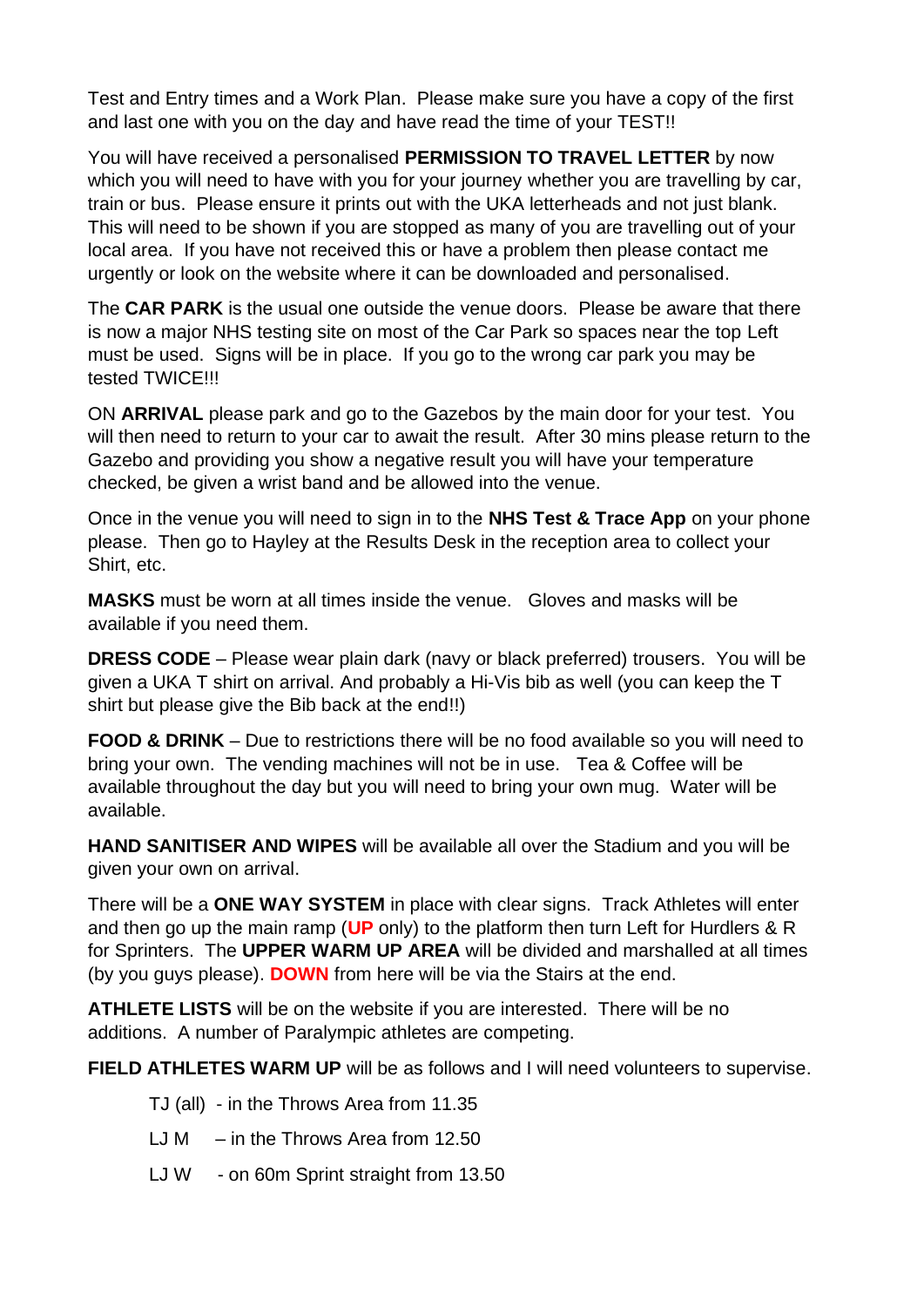Test and Entry times and a Work Plan. Please make sure you have a copy of the first and last one with you on the day and have read the time of your TEST!!

You will have received a personalised **PERMISSION TO TRAVEL LETTER** by now which you will need to have with you for your journey whether you are travelling by car, train or bus. Please ensure it prints out with the UKA letterheads and not just blank. This will need to be shown if you are stopped as many of you are travelling out of your local area. If you have not received this or have a problem then please contact me urgently or look on the website where it can be downloaded and personalised.

The **CAR PARK** is the usual one outside the venue doors. Please be aware that there is now a major NHS testing site on most of the Car Park so spaces near the top Left must be used. Signs will be in place. If you go to the wrong car park you may be tested TWICE!!!

ON **ARRIVAL** please park and go to the Gazebos by the main door for your test. You will then need to return to your car to await the result. After 30 mins please return to the Gazebo and providing you show a negative result you will have your temperature checked, be given a wrist band and be allowed into the venue.

Once in the venue you will need to sign in to the **NHS Test & Trace App** on your phone please. Then go to Hayley at the Results Desk in the reception area to collect your Shirt, etc.

**MASKS** must be worn at all times inside the venue. Gloves and masks will be available if you need them.

**DRESS CODE** – Please wear plain dark (navy or black preferred) trousers. You will be given a UKA T shirt on arrival. And probably a Hi-Vis bib as well (you can keep the T shirt but please give the Bib back at the end!!)

**FOOD & DRINK** – Due to restrictions there will be no food available so you will need to bring your own. The vending machines will not be in use. Tea & Coffee will be available throughout the day but you will need to bring your own mug. Water will be available.

**HAND SANITISER AND WIPES** will be available all over the Stadium and you will be given your own on arrival.

There will be a **ONE WAY SYSTEM** in place with clear signs. Track Athletes will enter and then go up the main ramp (**UP** only) to the platform then turn Left for Hurdlers & R for Sprinters. The **UPPER WARM UP AREA** will be divided and marshalled at all times (by you guys please). **DOWN** from here will be via the Stairs at the end.

**ATHLETE LISTS** will be on the website if you are interested. There will be no additions. A number of Paralympic athletes are competing.

**FIELD ATHLETES WARM UP** will be as follows and I will need volunteers to supervise.

- TJ (all) - in the Throws Area from 11.35
- LJ M – in the Throws Area from 12.50
- LJ W - on 60m Sprint straight from 13.50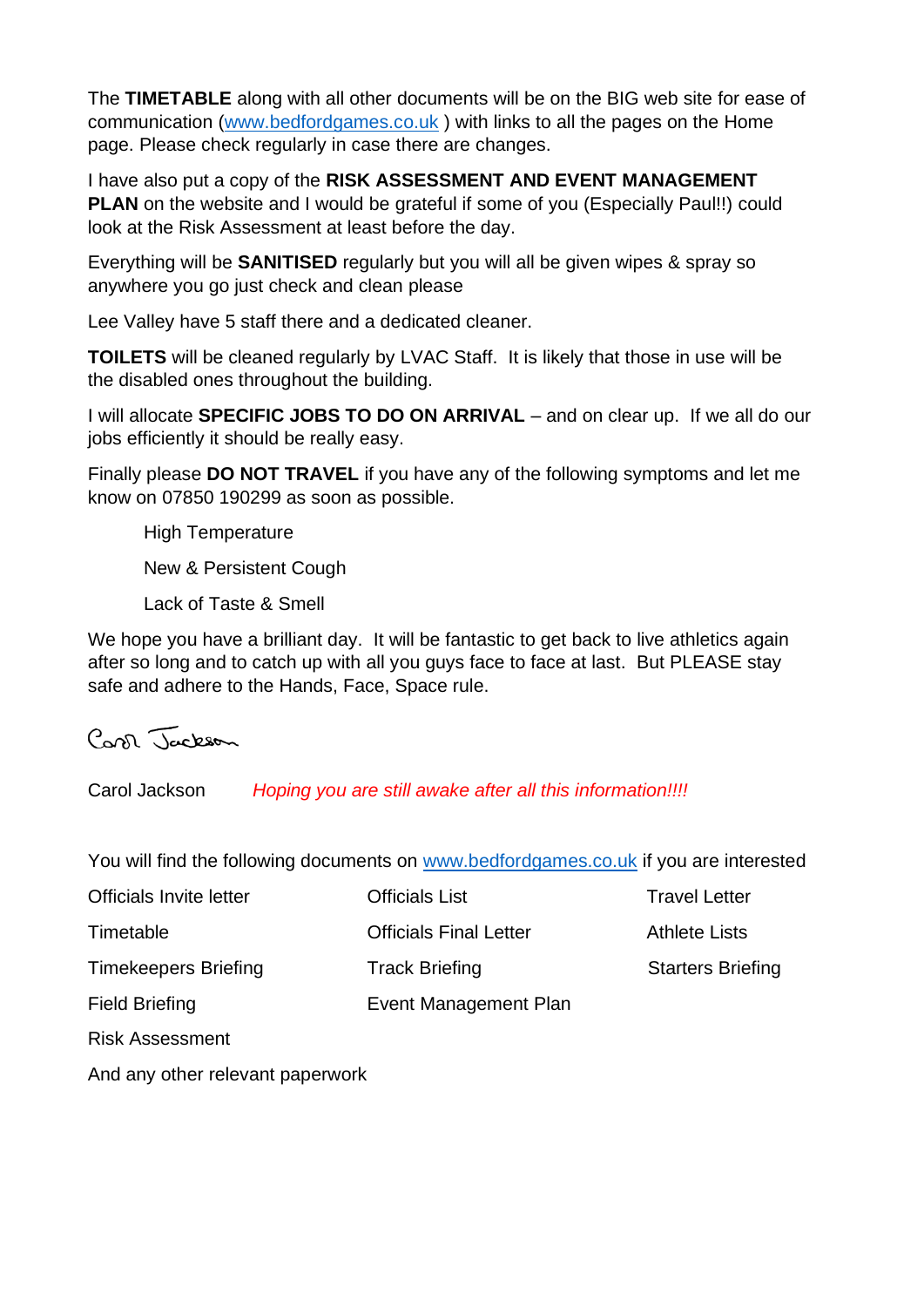The **TIMETABLE** along with all other documents will be on the BIG web site for ease of communication (www.bedfordgames.co.uk ) with links to all the pages on the Home page. Please check regularly in case there are changes.

I have also put a copy of the **RISK ASSESSMENT AND EVENT MANAGEMENT PLAN** on the website and I would be grateful if some of you (Especially Paul!!) could look at the Risk Assessment at least before the day.

Everything will be **SANITISED** regularly but you will all be given wipes & spray so anywhere you go just check and clean please

Lee Valley have 5 staff there and a dedicated cleaner.

**TOILETS** will be cleaned regularly by LVAC Staff. It is likely that those in use will be the disabled ones throughout the building.

I will allocate **SPECIFIC JOBS TO DO ON ARRIVAL** – and on clear up. If we all do our jobs efficiently it should be really easy.

Finally please **DO NOT TRAVEL** if you have any of the following symptoms and let me know on 07850 190299 as soon as possible.

- High Temperature
- New & Persistent Cough
- Lack of Taste & Smell

We hope you have a brilliant day. It will be fantastic to get back to live athletics again after so long and to catch up with all you guys face to face at last. But PLEASE stay safe and adhere to the Hands, Face, Space rule.

Carol Jackson

Carol Jackson *Hoping you are still awake after all this information!!!!*

You will find the following documents on www.bedfordgames.co.uk if you are interested

| | | |
|---|---|---|
| Officials Invite letter | Officials List | Travel Letter |
| Timetable | Officials Final Letter | Athlete Lists |
| Timekeepers Briefing | Track Briefing | Starters Briefing |
| Field Briefing | Event Management Plan | |
| Risk Assessment | | |

And any other relevant paperwork